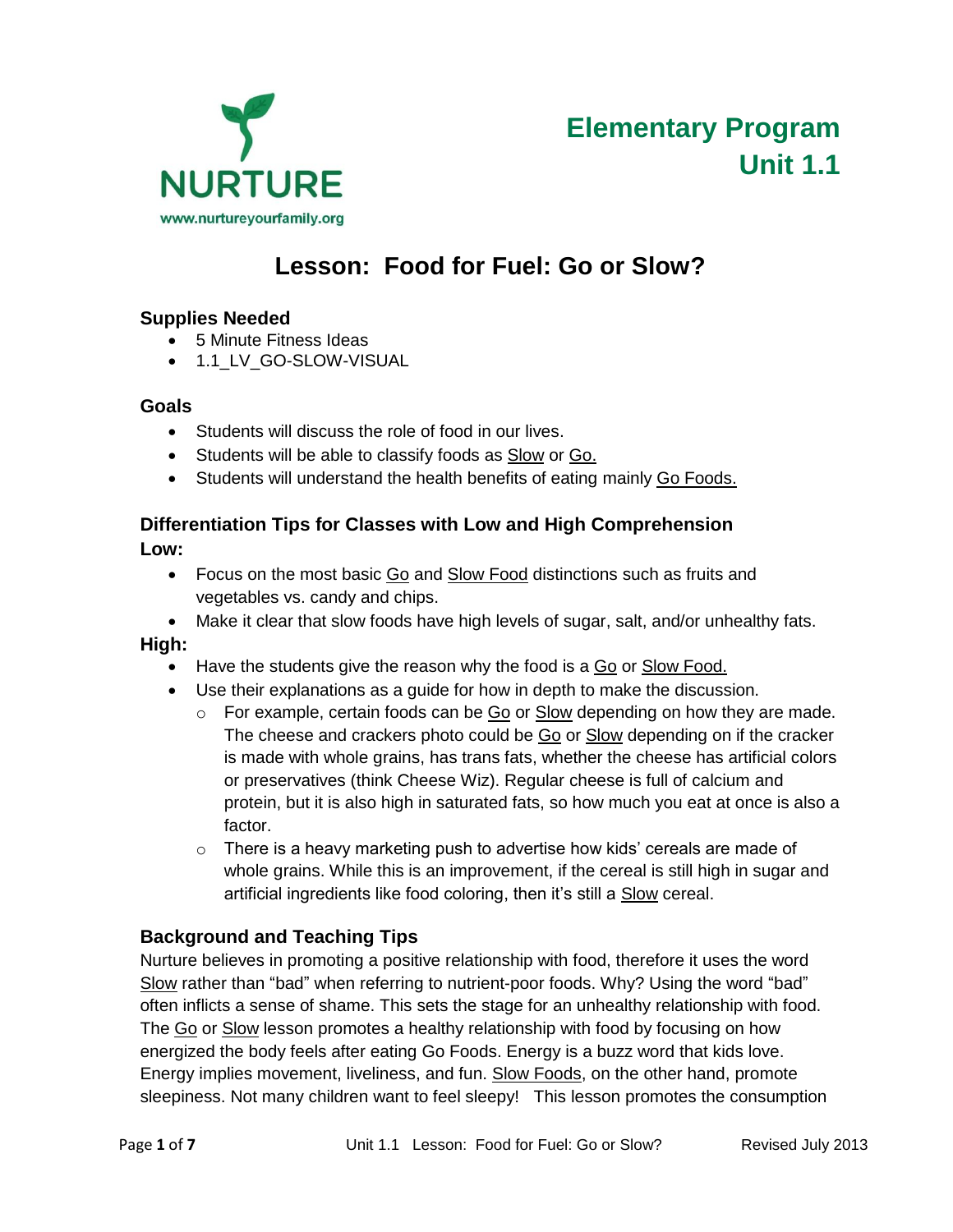NURTURE

www.nurtureyourfamily.org

# Elementary Program
# Unit 1.1

## Lesson: Food for Fuel: Go or Slow?

### Supplies Needed

- 5 Minute Fitness Ideas
- 1.1_LV_GO-SLOW-VISUAL

### Goals

- Students will discuss the role of food in our lives.
- Students will be able to classify foods as Slow or Go.
- Students will understand the health benefits of eating mainly Go Foods.

### Differentiation Tips for Classes with Low and High Comprehension

**Low:**

- Focus on the most basic Go and Slow Food distinctions such as fruits and vegetables vs. candy and chips.
- Make it clear that slow foods have high levels of sugar, salt, and/or unhealthy fats.

**High:**

- Have the students give the reason why the food is a Go or Slow Food.
- Use their explanations as a guide for how in depth to make the discussion.
  - For example, certain foods can be Go or Slow depending on how they are made. The cheese and crackers photo could be Go or Slow depending on if the cracker is made with whole grains, has trans fats, whether the cheese has artificial colors or preservatives (think Cheese Wiz). Regular cheese is full of calcium and protein, but it is also high in saturated fats, so how much you eat at once is also a factor.
  - There is a heavy marketing push to advertise how kids' cereals are made of whole grains. While this is an improvement, if the cereal is still high in sugar and artificial ingredients like food coloring, then it's still a Slow cereal.

### Background and Teaching Tips

Nurture believes in promoting a positive relationship with food, therefore it uses the word Slow rather than "bad" when referring to nutrient-poor foods. Why? Using the word "bad" often inflicts a sense of shame. This sets the stage for an unhealthy relationship with food. The Go or Slow lesson promotes a healthy relationship with food by focusing on how energized the body feels after eating Go Foods. Energy is a buzz word that kids love. Energy implies movement, liveliness, and fun. Slow Foods, on the other hand, promote sleepiness. Not many children want to feel sleepy! This lesson promotes the consumption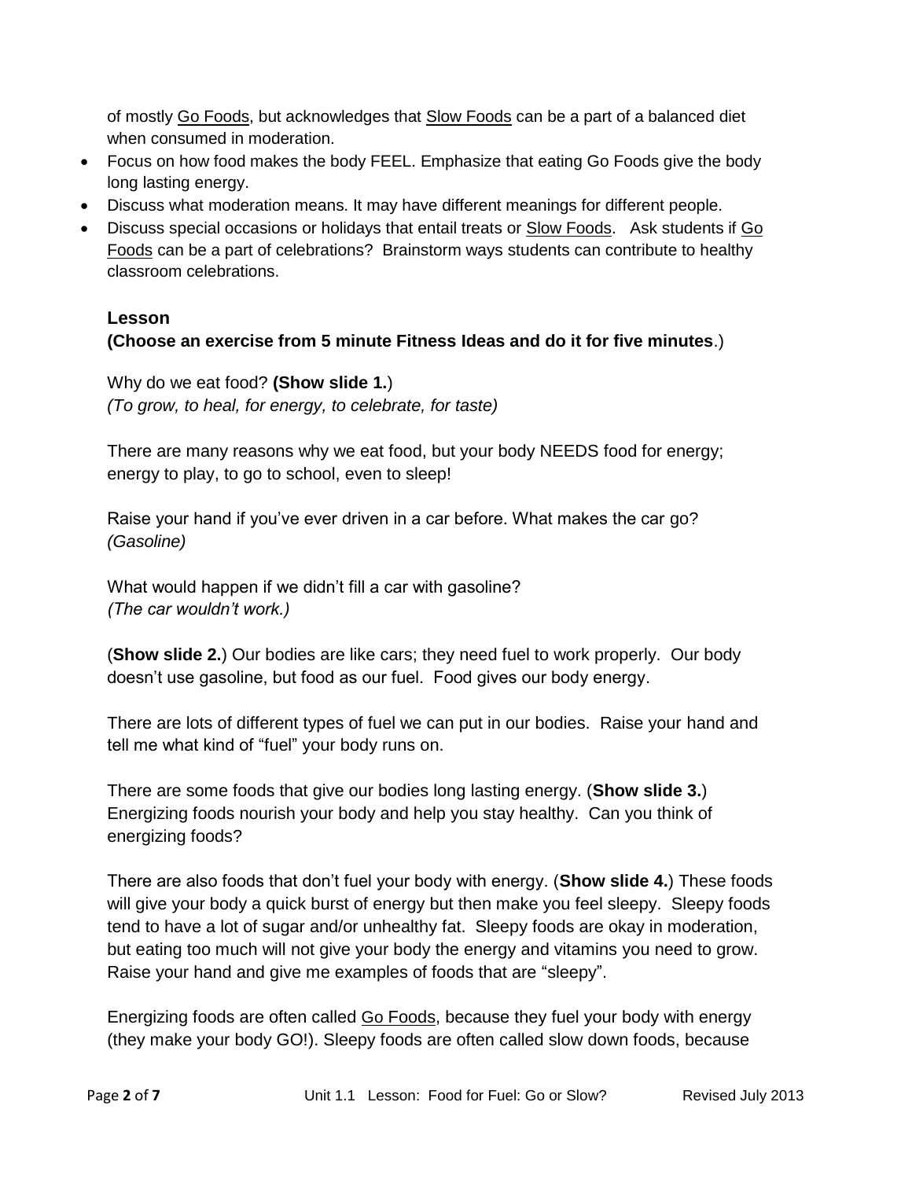of mostly <u>Go Foods</u>, but acknowledges that <u>Slow Foods</u> can be a part of a balanced diet when consumed in moderation.

- Focus on how food makes the body FEEL. Emphasize that eating Go Foods give the body long lasting energy.
- Discuss what moderation means. It may have different meanings for different people.
- Discuss special occasions or holidays that entail treats or <u>Slow Foods</u>. Ask students if <u>Go Foods</u> can be a part of celebrations? Brainstorm ways students can contribute to healthy classroom celebrations.

### Lesson

**(Choose an exercise from 5 minute Fitness Ideas and do it for five minutes**.)

Why do we eat food? **(Show slide 1.**)
*(To grow, to heal, for energy, to celebrate, for taste)*

There are many reasons why we eat food, but your body NEEDS food for energy; energy to play, to go to school, even to sleep!

Raise your hand if you've ever driven in a car before. What makes the car go?
*(Gasoline)*

What would happen if we didn't fill a car with gasoline?
*(The car wouldn't work.)*

(**Show slide 2.**) Our bodies are like cars; they need fuel to work properly. Our body doesn't use gasoline, but food as our fuel. Food gives our body energy.

There are lots of different types of fuel we can put in our bodies. Raise your hand and tell me what kind of "fuel" your body runs on.

There are some foods that give our bodies long lasting energy. (**Show slide 3.**) Energizing foods nourish your body and help you stay healthy. Can you think of energizing foods?

There are also foods that don't fuel your body with energy. (**Show slide 4.**) These foods will give your body a quick burst of energy but then make you feel sleepy. Sleepy foods tend to have a lot of sugar and/or unhealthy fat. Sleepy foods are okay in moderation, but eating too much will not give your body the energy and vitamins you need to grow. Raise your hand and give me examples of foods that are "sleepy".

Energizing foods are often called <u>Go Foods</u>, because they fuel your body with energy (they make your body GO!). Sleepy foods are often called slow down foods, because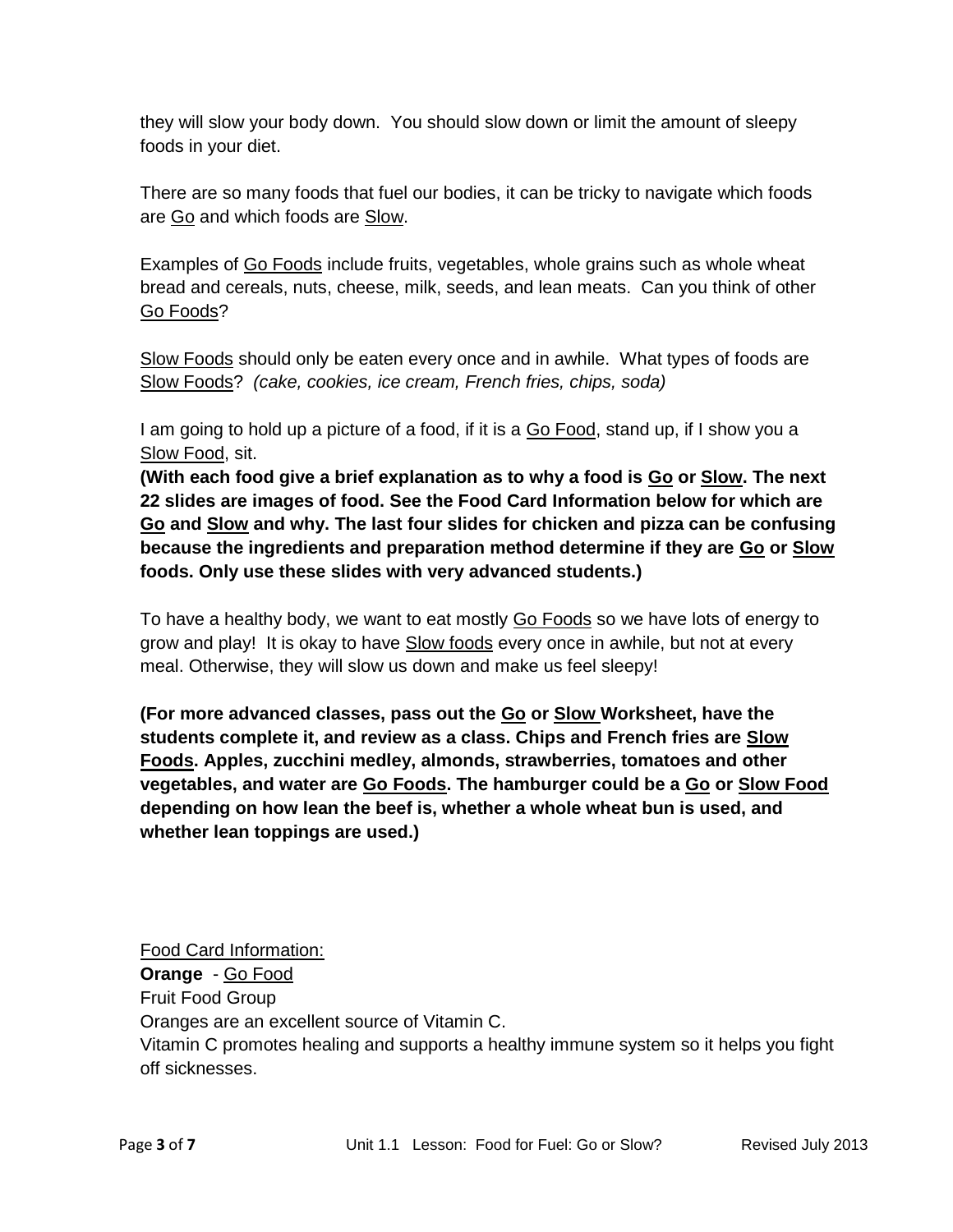they will slow your body down. You should slow down or limit the amount of sleepy foods in your diet.

There are so many foods that fuel our bodies, it can be tricky to navigate which foods are Go and which foods are Slow.

Examples of Go Foods include fruits, vegetables, whole grains such as whole wheat bread and cereals, nuts, cheese, milk, seeds, and lean meats. Can you think of other Go Foods?

Slow Foods should only be eaten every once and in awhile. What types of foods are Slow Foods? *(cake, cookies, ice cream, French fries, chips, soda)*

I am going to hold up a picture of a food, if it is a Go Food, stand up, if I show you a Slow Food, sit.

**(With each food give a brief explanation as to why a food is Go or Slow. The next 22 slides are images of food. See the Food Card Information below for which are Go and Slow and why. The last four slides for chicken and pizza can be confusing because the ingredients and preparation method determine if they are Go or Slow foods. Only use these slides with very advanced students.)**

To have a healthy body, we want to eat mostly Go Foods so we have lots of energy to grow and play! It is okay to have Slow foods every once in awhile, but not at every meal. Otherwise, they will slow us down and make us feel sleepy!

**(For more advanced classes, pass out the Go or Slow Worksheet, have the students complete it, and review as a class. Chips and French fries are Slow Foods. Apples, zucchini medley, almonds, strawberries, tomatoes and other vegetables, and water are Go Foods. The hamburger could be a Go or Slow Food depending on how lean the beef is, whether a whole wheat bun is used, and whether lean toppings are used.)**

Food Card Information:

**Orange** - Go Food
Fruit Food Group
Oranges are an excellent source of Vitamin C.
Vitamin C promotes healing and supports a healthy immune system so it helps you fight off sicknesses.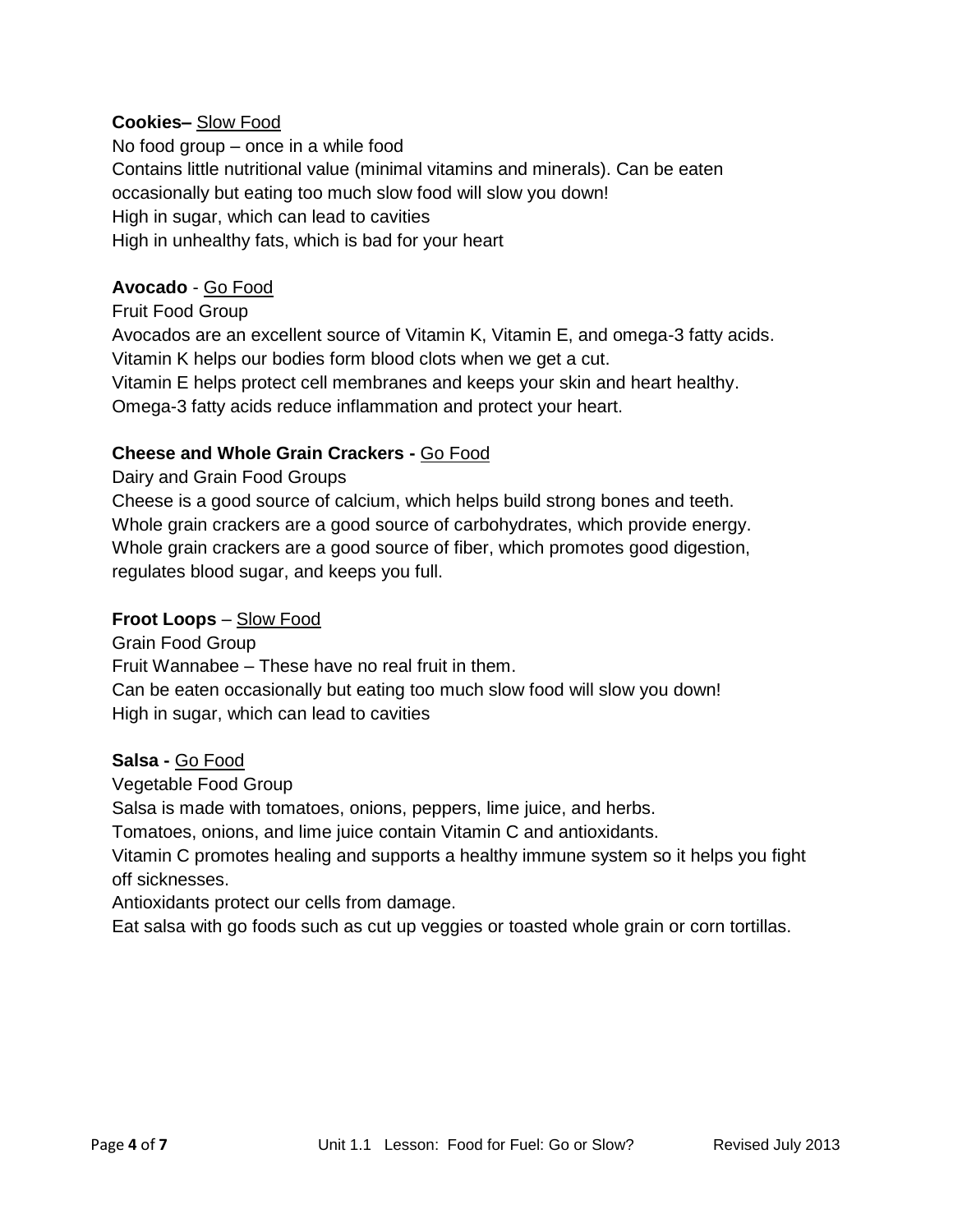**Cookies–** <u>Slow Food</u>
No food group – once in a while food
Contains little nutritional value (minimal vitamins and minerals). Can be eaten occasionally but eating too much slow food will slow you down!
High in sugar, which can lead to cavities
High in unhealthy fats, which is bad for your heart

**Avocado** - <u>Go Food</u>
Fruit Food Group
Avocados are an excellent source of Vitamin K, Vitamin E, and omega-3 fatty acids.
Vitamin K helps our bodies form blood clots when we get a cut.
Vitamin E helps protect cell membranes and keeps your skin and heart healthy.
Omega-3 fatty acids reduce inflammation and protect your heart.

**Cheese and Whole Grain Crackers -** <u>Go Food</u>
Dairy and Grain Food Groups
Cheese is a good source of calcium, which helps build strong bones and teeth.
Whole grain crackers are a good source of carbohydrates, which provide energy.
Whole grain crackers are a good source of fiber, which promotes good digestion, regulates blood sugar, and keeps you full.

**Froot Loops** – <u>Slow Food</u>
Grain Food Group
Fruit Wannabee – These have no real fruit in them.
Can be eaten occasionally but eating too much slow food will slow you down!
High in sugar, which can lead to cavities

**Salsa -** <u>Go Food</u>
Vegetable Food Group
Salsa is made with tomatoes, onions, peppers, lime juice, and herbs.
Tomatoes, onions, and lime juice contain Vitamin C and antioxidants.
Vitamin C promotes healing and supports a healthy immune system so it helps you fight off sicknesses.
Antioxidants protect our cells from damage.
Eat salsa with go foods such as cut up veggies or toasted whole grain or corn tortillas.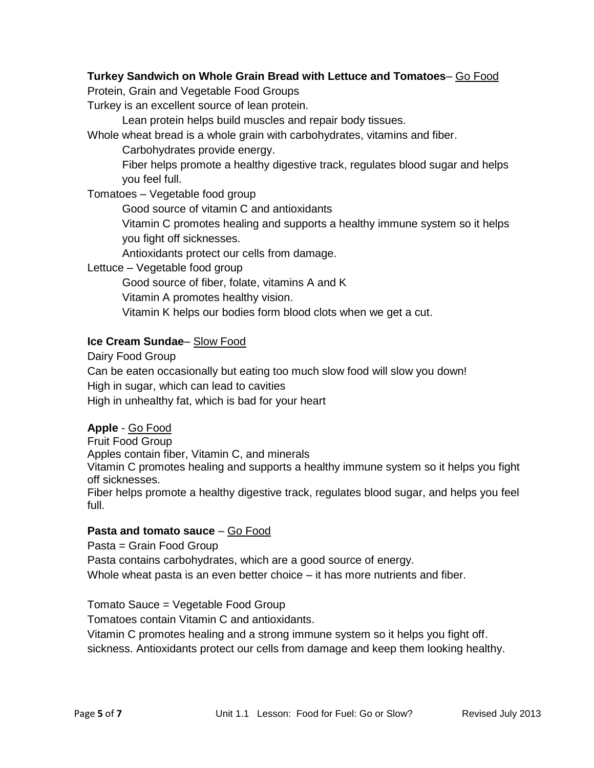**Turkey Sandwich on Whole Grain Bread with Lettuce and Tomatoes**– <u>Go Food</u>

Protein, Grain and Vegetable Food Groups

Turkey is an excellent source of lean protein.

- Lean protein helps build muscles and repair body tissues.

Whole wheat bread is a whole grain with carbohydrates, vitamins and fiber.

- Carbohydrates provide energy.
- Fiber helps promote a healthy digestive track, regulates blood sugar and helps you feel full.

Tomatoes – Vegetable food group

- Good source of vitamin C and antioxidants
- Vitamin C promotes healing and supports a healthy immune system so it helps you fight off sicknesses.
- Antioxidants protect our cells from damage.

Lettuce – Vegetable food group

- Good source of fiber, folate, vitamins A and K
- Vitamin A promotes healthy vision.
- Vitamin K helps our bodies form blood clots when we get a cut.

**Ice Cream Sundae**– <u>Slow Food</u>

Dairy Food Group

Can be eaten occasionally but eating too much slow food will slow you down!

High in sugar, which can lead to cavities

High in unhealthy fat, which is bad for your heart

**Apple** - <u>Go Food</u>

Fruit Food Group

Apples contain fiber, Vitamin C, and minerals

Vitamin C promotes healing and supports a healthy immune system so it helps you fight off sicknesses.

Fiber helps promote a healthy digestive track, regulates blood sugar, and helps you feel full.

**Pasta and tomato sauce** – <u>Go Food</u>

Pasta = Grain Food Group

Pasta contains carbohydrates, which are a good source of energy.

Whole wheat pasta is an even better choice – it has more nutrients and fiber.

Tomato Sauce = Vegetable Food Group

Tomatoes contain Vitamin C and antioxidants.

Vitamin C promotes healing and a strong immune system so it helps you fight off. sickness. Antioxidants protect our cells from damage and keep them looking healthy.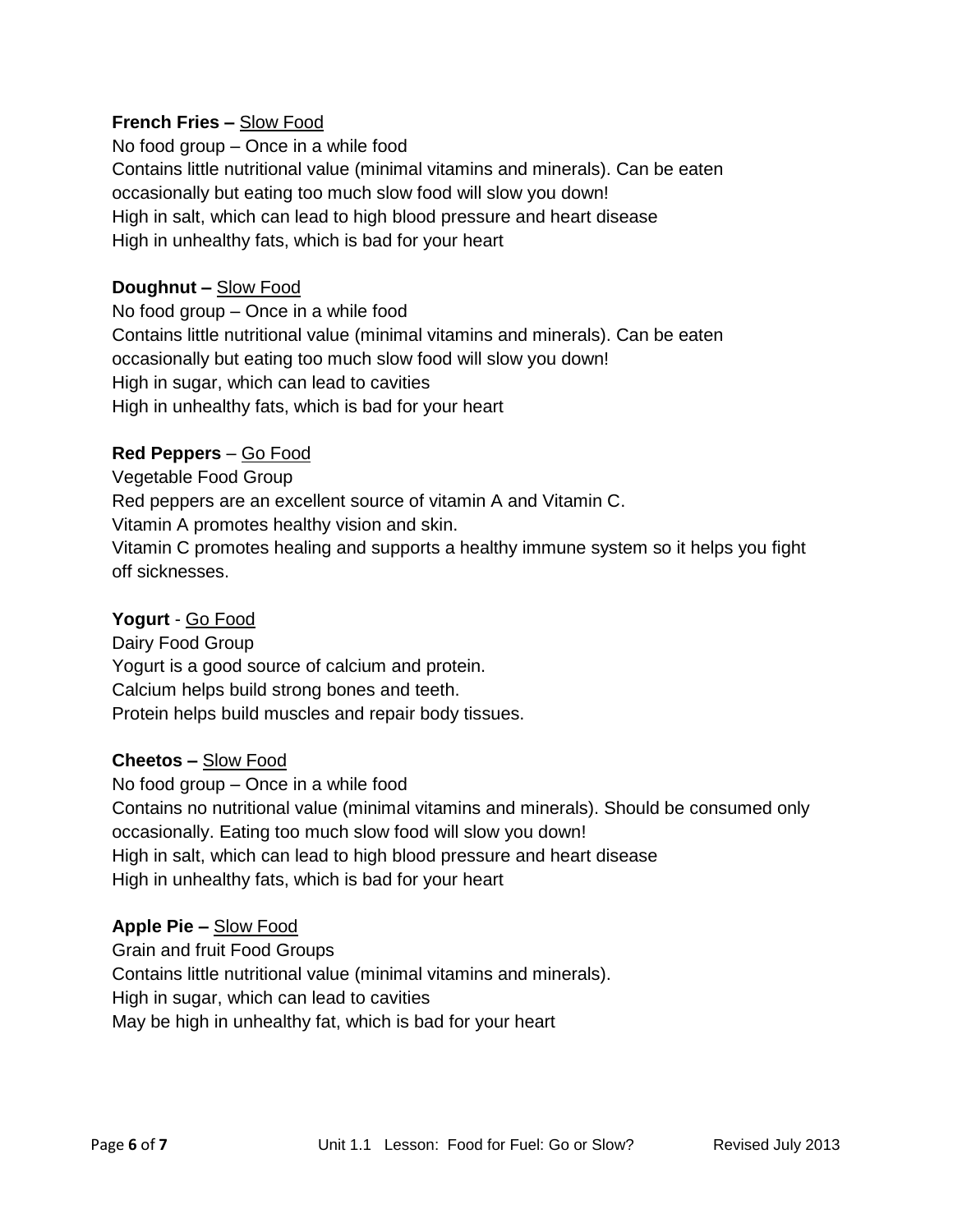**French Fries –** Slow Food
No food group – Once in a while food
Contains little nutritional value (minimal vitamins and minerals). Can be eaten occasionally but eating too much slow food will slow you down!
High in salt, which can lead to high blood pressure and heart disease
High in unhealthy fats, which is bad for your heart

**Doughnut –** Slow Food
No food group – Once in a while food
Contains little nutritional value (minimal vitamins and minerals). Can be eaten occasionally but eating too much slow food will slow you down!
High in sugar, which can lead to cavities
High in unhealthy fats, which is bad for your heart

**Red Peppers** – Go Food
Vegetable Food Group
Red peppers are an excellent source of vitamin A and Vitamin C.
Vitamin A promotes healthy vision and skin.
Vitamin C promotes healing and supports a healthy immune system so it helps you fight off sicknesses.

**Yogurt** - Go Food
Dairy Food Group
Yogurt is a good source of calcium and protein.
Calcium helps build strong bones and teeth.
Protein helps build muscles and repair body tissues.

**Cheetos –** Slow Food
No food group – Once in a while food
Contains no nutritional value (minimal vitamins and minerals). Should be consumed only occasionally. Eating too much slow food will slow you down!
High in salt, which can lead to high blood pressure and heart disease
High in unhealthy fats, which is bad for your heart

**Apple Pie –** Slow Food
Grain and fruit Food Groups
Contains little nutritional value (minimal vitamins and minerals).
High in sugar, which can lead to cavities
May be high in unhealthy fat, which is bad for your heart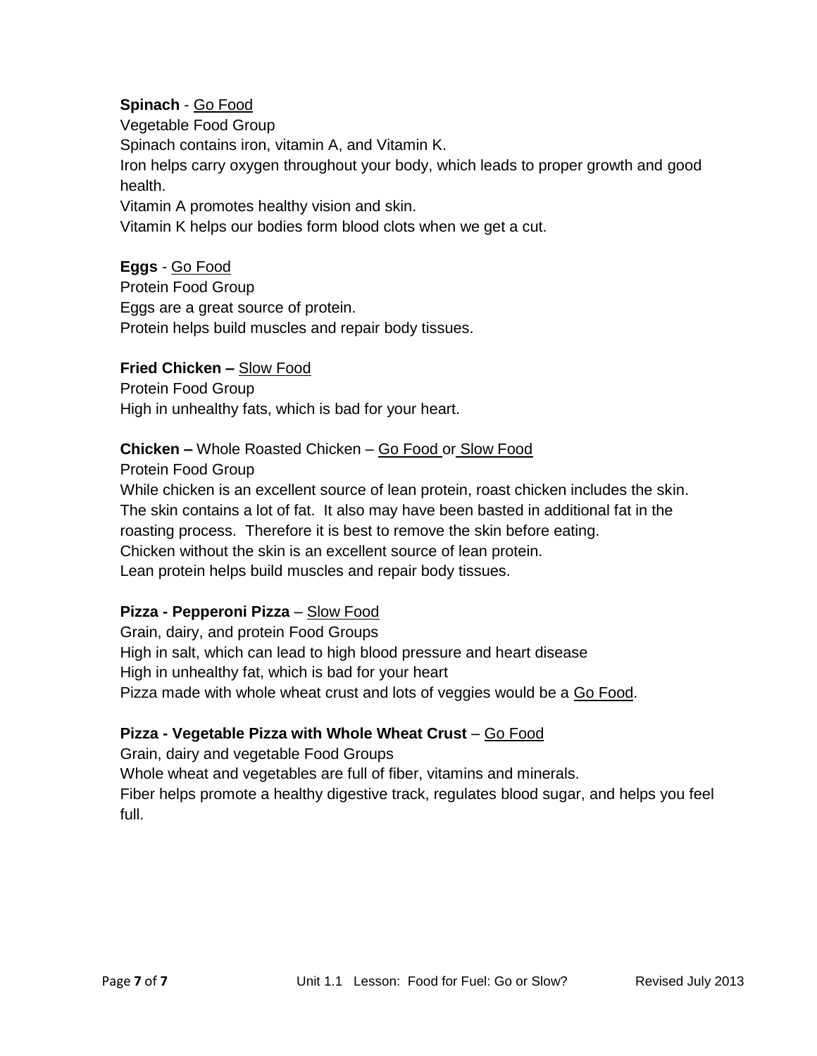**Spinach** - Go Food
Vegetable Food Group
Spinach contains iron, vitamin A, and Vitamin K.
Iron helps carry oxygen throughout your body, which leads to proper growth and good health.
Vitamin A promotes healthy vision and skin.
Vitamin K helps our bodies form blood clots when we get a cut.

**Eggs** - Go Food
Protein Food Group
Eggs are a great source of protein.
Protein helps build muscles and repair body tissues.

**Fried Chicken –** Slow Food
Protein Food Group
High in unhealthy fats, which is bad for your heart.

**Chicken –** Whole Roasted Chicken – Go Food or Slow Food
Protein Food Group
While chicken is an excellent source of lean protein, roast chicken includes the skin. The skin contains a lot of fat. It also may have been basted in additional fat in the roasting process. Therefore it is best to remove the skin before eating.
Chicken without the skin is an excellent source of lean protein.
Lean protein helps build muscles and repair body tissues.

**Pizza - Pepperoni Pizza** – Slow Food
Grain, dairy, and protein Food Groups
High in salt, which can lead to high blood pressure and heart disease
High in unhealthy fat, which is bad for your heart
Pizza made with whole wheat crust and lots of veggies would be a Go Food.

**Pizza - Vegetable Pizza with Whole Wheat Crust** – Go Food
Grain, dairy and vegetable Food Groups
Whole wheat and vegetables are full of fiber, vitamins and minerals.
Fiber helps promote a healthy digestive track, regulates blood sugar, and helps you feel full.